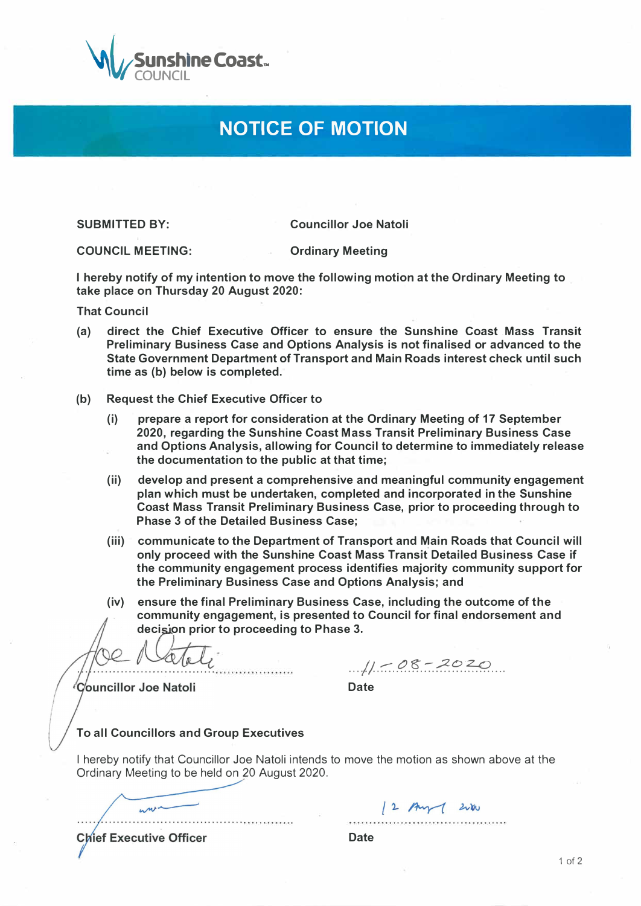Sunshine Coast COUNCIL

# NOTICE OF MOTION

**SUBMITTED BY:** **Councillor Joe Natoli**

**COUNCIL MEETING:** **Ordinary Meeting**

**I hereby notify of my intention to move the following motion at the Ordinary Meeting to take place on Thursday 20 August 2020:**

**That Council**

**(a)** **direct the Chief Executive Officer to ensure the Sunshine Coast Mass Transit Preliminary Business Case and Options Analysis is not finalised or advanced to the State Government Department of Transport and Main Roads interest check until such time as (b) below is completed.**

**(b)** **Request the Chief Executive Officer to**

**(i)** **prepare a report for consideration at the Ordinary Meeting of 17 September 2020, regarding the Sunshine Coast Mass Transit Preliminary Business Case and Options Analysis, allowing for Council to determine to immediately release the documentation to the public at that time;**

**(ii)** **develop and present a comprehensive and meaningful community engagement plan which must be undertaken, completed and incorporated in the Sunshine Coast Mass Transit Preliminary Business Case, prior to proceeding through to Phase 3 of the Detailed Business Case;**

**(iii)** **communicate to the Department of Transport and Main Roads that Council will only proceed with the Sunshine Coast Mass Transit Detailed Business Case if the community engagement process identifies majority community support for the Preliminary Business Case and Options Analysis; and**

**(iv)** **ensure the final Preliminary Business Case, including the outcome of the community engagement, is presented to Council for final endorsement and decision prior to proceeding to Phase 3.**

Joe Natoli ............................................ 11-08-2020 ....................

**Councillor Joe Natoli** **Date**

**To all Councillors and Group Executives**

I hereby notify that Councillor Joe Natoli intends to move the motion as shown above at the Ordinary Meeting to be held on 20 August 2020.

............................................ 12 Aug 2020 ....................

**Chief Executive Officer** **Date**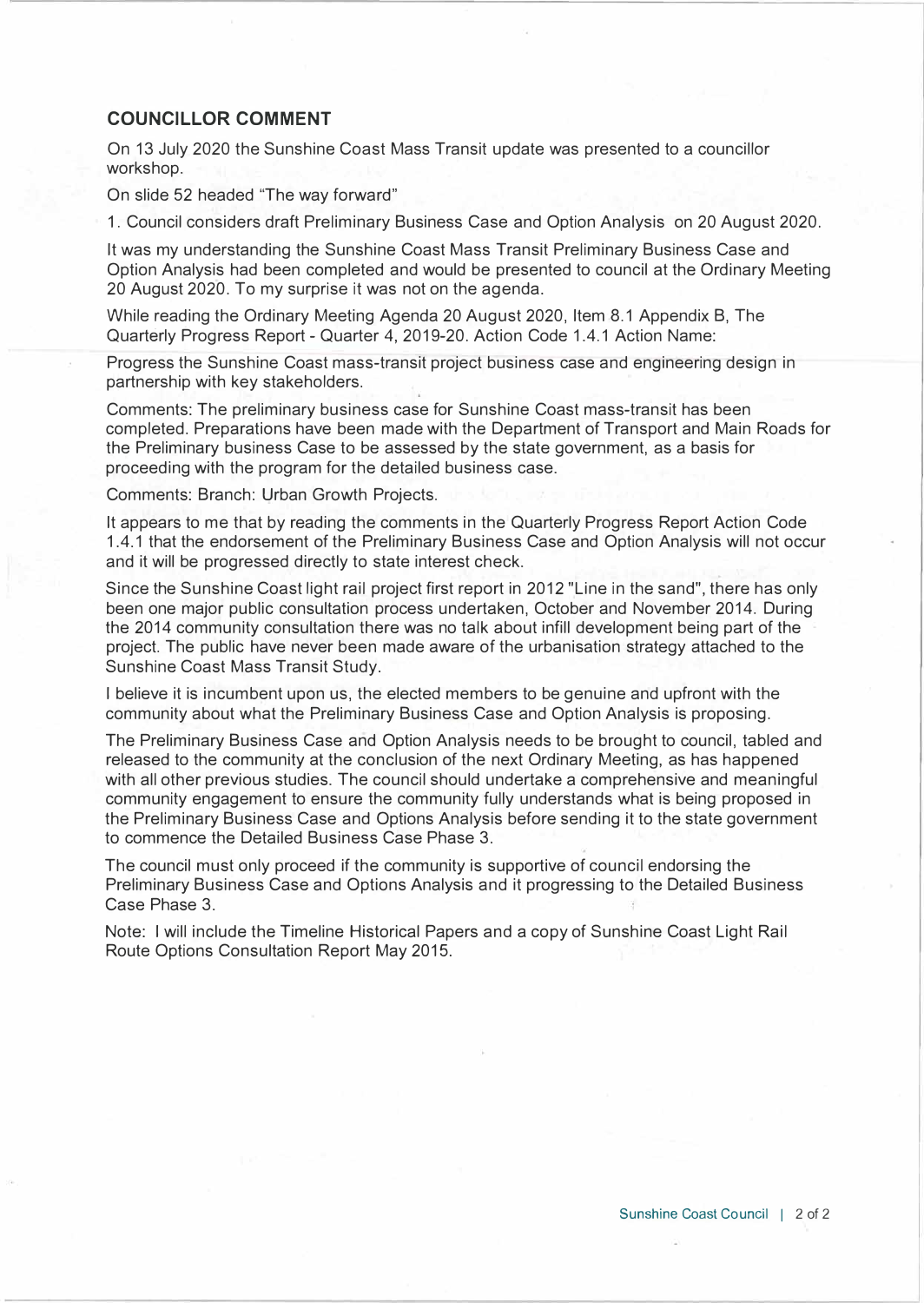## COUNCILLOR COMMENT

On 13 July 2020 the Sunshine Coast Mass Transit update was presented to a councillor workshop.

On slide 52 headed "The way forward"

1. Council considers draft Preliminary Business Case and Option Analysis on 20 August 2020.

It was my understanding the Sunshine Coast Mass Transit Preliminary Business Case and Option Analysis had been completed and would be presented to council at the Ordinary Meeting 20 August 2020. To my surprise it was not on the agenda.

While reading the Ordinary Meeting Agenda 20 August 2020, Item 8.1 Appendix B, The Quarterly Progress Report - Quarter 4, 2019-20. Action Code 1.4.1 Action Name:

Progress the Sunshine Coast mass-transit project business case and engineering design in partnership with key stakeholders.

Comments: The preliminary business case for Sunshine Coast mass-transit has been completed. Preparations have been made with the Department of Transport and Main Roads for the Preliminary business Case to be assessed by the state government, as a basis for proceeding with the program for the detailed business case.

Comments: Branch: Urban Growth Projects.

It appears to me that by reading the comments in the Quarterly Progress Report Action Code 1.4.1 that the endorsement of the Preliminary Business Case and Option Analysis will not occur and it will be progressed directly to state interest check.

Since the Sunshine Coast light rail project first report in 2012 "Line in the sand", there has only been one major public consultation process undertaken, October and November 2014. During the 2014 community consultation there was no talk about infill development being part of the project. The public have never been made aware of the urbanisation strategy attached to the Sunshine Coast Mass Transit Study.

I believe it is incumbent upon us, the elected members to be genuine and upfront with the community about what the Preliminary Business Case and Option Analysis is proposing.

The Preliminary Business Case and Option Analysis needs to be brought to council, tabled and released to the community at the conclusion of the next Ordinary Meeting, as has happened with all other previous studies. The council should undertake a comprehensive and meaningful community engagement to ensure the community fully understands what is being proposed in the Preliminary Business Case and Options Analysis before sending it to the state government to commence the Detailed Business Case Phase 3.

The council must only proceed if the community is supportive of council endorsing the Preliminary Business Case and Options Analysis and it progressing to the Detailed Business Case Phase 3.

Note: I will include the Timeline Historical Papers and a copy of Sunshine Coast Light Rail Route Options Consultation Report May 2015.